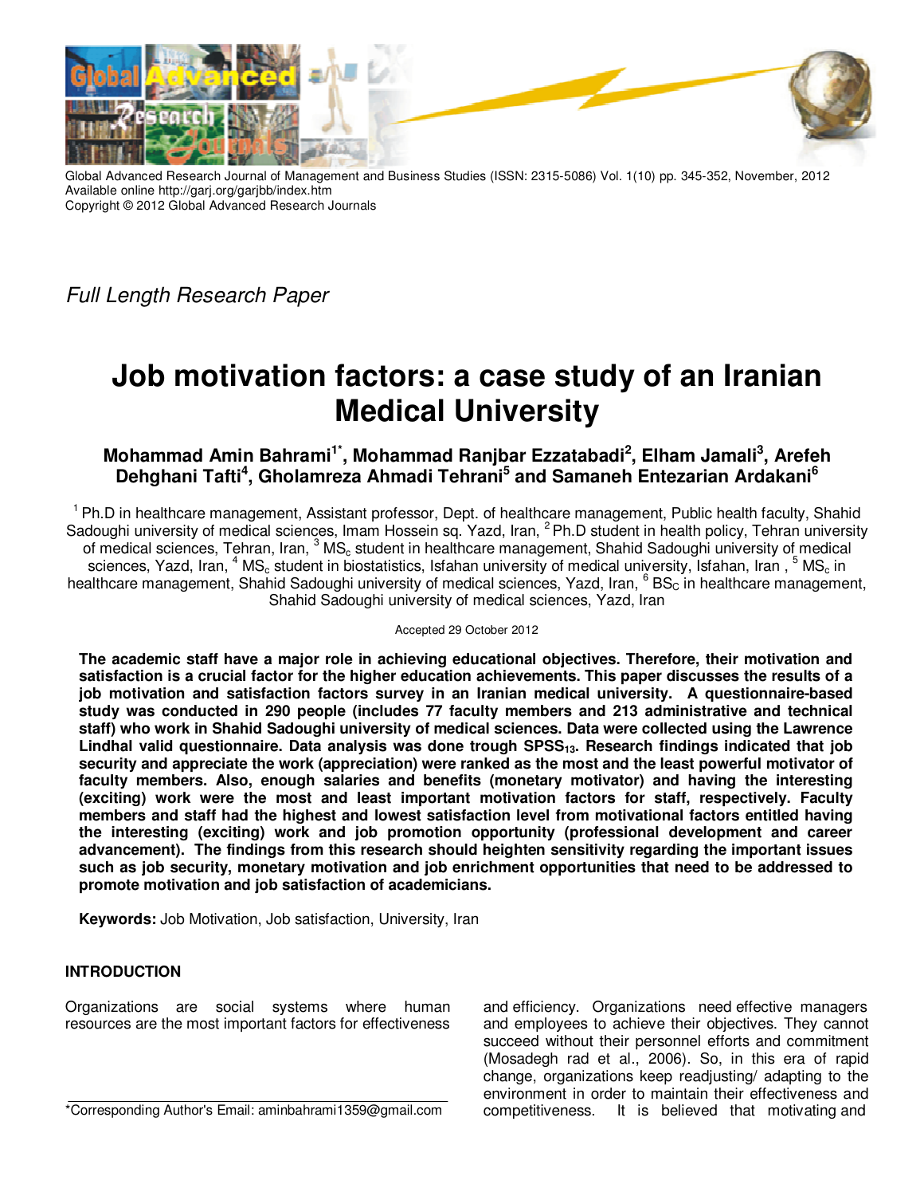Global Advanced Research Journal of Management and Business Studies (ISSN: 2315-5086) Vol. 1(10) pp. 345-352, November, 2012
Available online http://garj.org/garjbb/index.htm
Copyright © 2012 Global Advanced Research Journals

*Full Length Research Paper*

# Job motivation factors: a case study of an Iranian Medical University

**Mohammad Amin Bahrami[1*], Mohammad Ranjbar Ezzatabadi[2], Elham Jamali[3], Arefeh Dehghani Tafti[4], Gholamreza Ahmadi Tehrani[5] and Samaneh Entezarian Ardakani[6]**

[1] Ph.D in healthcare management, Assistant professor, Dept. of healthcare management, Public health faculty, Shahid Sadoughi university of medical sciences, Imam Hossein sq. Yazd, Iran, [2] Ph.D student in health policy, Tehran university of medical sciences, Tehran, Iran, [3] MSc student in healthcare management, Shahid Sadoughi university of medical sciences, Yazd, Iran, [4] MSc student in biostatistics, Isfahan university of medical university, Isfahan, Iran , [5] MSc in healthcare management, Shahid Sadoughi university of medical sciences, Yazd, Iran, [6] BSc in healthcare management, Shahid Sadoughi university of medical sciences, Yazd, Iran

Accepted 29 October 2012

**The academic staff have a major role in achieving educational objectives. Therefore, their motivation and satisfaction is a crucial factor for the higher education achievements. This paper discusses the results of a job motivation and satisfaction factors survey in an Iranian medical university. A questionnaire-based study was conducted in 290 people (includes 77 faculty members and 213 administrative and technical staff) who work in Shahid Sadoughi university of medical sciences. Data were collected using the Lawrence Lindhal valid questionnaire. Data analysis was done trough $SPSS_{13}$. Research findings indicated that job security and appreciate the work (appreciation) were ranked as the most and the least powerful motivator of faculty members. Also, enough salaries and benefits (monetary motivator) and having the interesting (exciting) work were the most and least important motivation factors for staff, respectively. Faculty members and staff had the highest and lowest satisfaction level from motivational factors entitled having the interesting (exciting) work and job promotion opportunity (professional development and career advancement). The findings from this research should heighten sensitivity regarding the important issues such as job security, monetary motivation and job enrichment opportunities that need to be addressed to promote motivation and job satisfaction of academicians.**

**Keywords:** Job Motivation, Job satisfaction, University, Iran

## INTRODUCTION

Organizations are social systems where human resources are the most important factors for effectiveness and efficiency. Organizations need effective managers and employees to achieve their objectives. They cannot succeed without their personnel efforts and commitment (Mosadegh rad et al., 2006). So, in this era of rapid change, organizations keep readjusting/ adapting to the environment in order to maintain their effectiveness and competitiveness. It is believed that motivating and

*Corresponding Author's Email: aminbahrami1359@gmail.com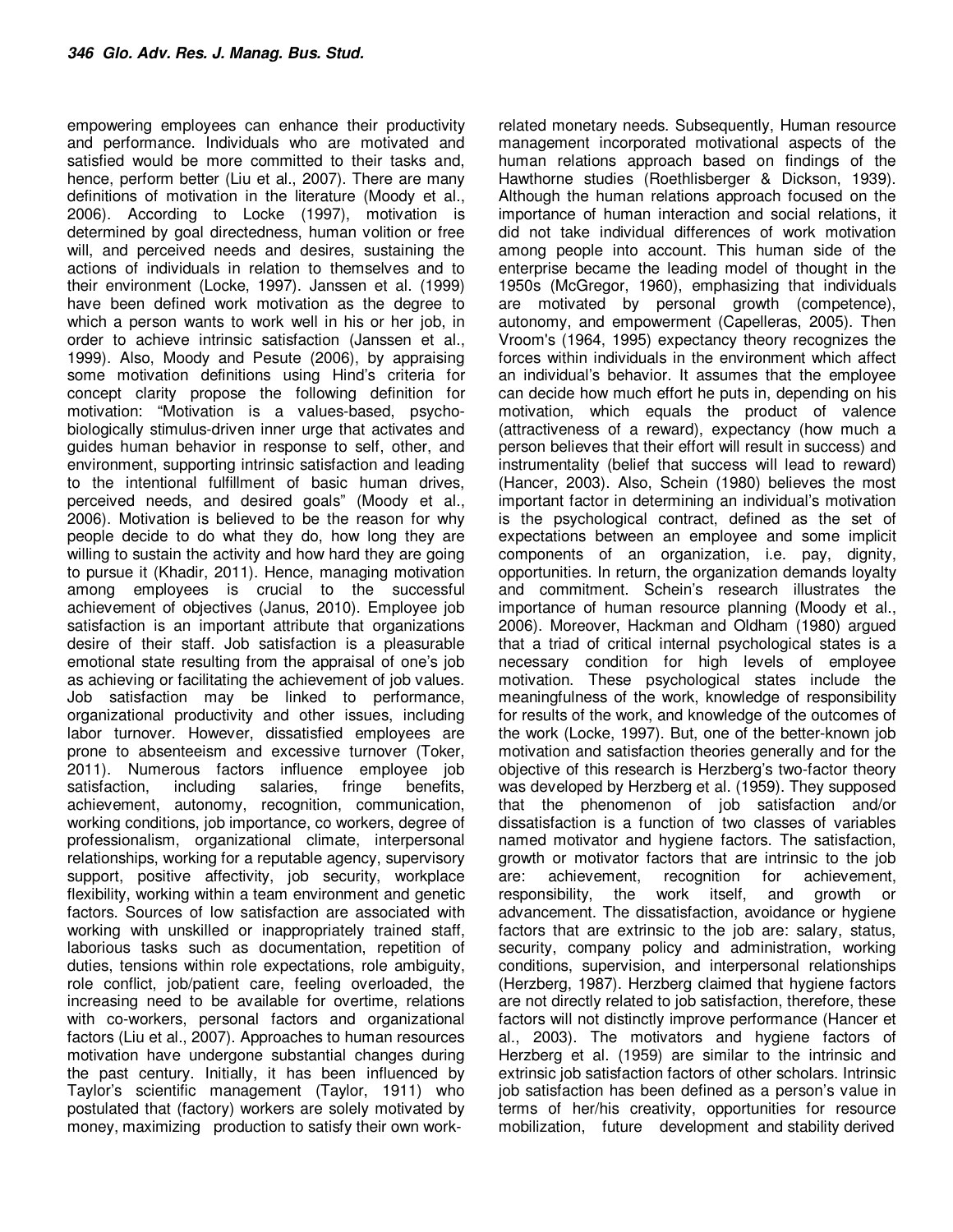empowering employees can enhance their productivity and performance. Individuals who are motivated and satisfied would be more committed to their tasks and, hence, perform better (Liu et al., 2007). There are many definitions of motivation in the literature (Moody et al., 2006). According to Locke (1997), motivation is determined by goal directedness, human volition or free will, and perceived needs and desires, sustaining the actions of individuals in relation to themselves and to their environment (Locke, 1997). Janssen et al. (1999) have been defined work motivation as the degree to which a person wants to work well in his or her job, in order to achieve intrinsic satisfaction (Janssen et al., 1999). Also, Moody and Pesute (2006), by appraising some motivation definitions using Hind's criteria for concept clarity propose the following definition for motivation: "Motivation is a values-based, psycho-biologically stimulus-driven inner urge that activates and guides human behavior in response to self, other, and environment, supporting intrinsic satisfaction and leading to the intentional fulfillment of basic human drives, perceived needs, and desired goals" (Moody et al., 2006). Motivation is believed to be the reason for why people decide to do what they do, how long they are willing to sustain the activity and how hard they are going to pursue it (Khadir, 2011). Hence, managing motivation among employees is crucial to the successful achievement of objectives (Janus, 2010). Employee job satisfaction is an important attribute that organizations desire of their staff. Job satisfaction is a pleasurable emotional state resulting from the appraisal of one's job as achieving or facilitating the achievement of job values. Job satisfaction may be linked to performance, organizational productivity and other issues, including labor turnover. However, dissatisfied employees are prone to absenteeism and excessive turnover (Toker, 2011). Numerous factors influence employee job satisfaction, including salaries, fringe benefits, achievement, autonomy, recognition, communication, working conditions, job importance, co workers, degree of professionalism, organizational climate, interpersonal relationships, working for a reputable agency, supervisory support, positive affectivity, job security, workplace flexibility, working within a team environment and genetic factors. Sources of low satisfaction are associated with working with unskilled or inappropriately trained staff, laborious tasks such as documentation, repetition of duties, tensions within role expectations, role ambiguity, role conflict, job/patient care, feeling overloaded, the increasing need to be available for overtime, relations with co-workers, personal factors and organizational factors (Liu et al., 2007). Approaches to human resources motivation have undergone substantial changes during the past century. Initially, it has been influenced by Taylor's scientific management (Taylor, 1911) who postulated that (factory) workers are solely motivated by money, maximizing production to satisfy their own work-related monetary needs. Subsequently, Human resource management incorporated motivational aspects of the human relations approach based on findings of the Hawthorne studies (Roethlisberger & Dickson, 1939). Although the human relations approach focused on the importance of human interaction and social relations, it did not take individual differences of work motivation among people into account. This human side of the enterprise became the leading model of thought in the 1950s (McGregor, 1960), emphasizing that individuals are motivated by personal growth (competence), autonomy, and empowerment (Capelleras, 2005). Then Vroom's (1964, 1995) expectancy theory recognizes the forces within individuals in the environment which affect an individual's behavior. It assumes that the employee can decide how much effort he puts in, depending on his motivation, which equals the product of valence (attractiveness of a reward), expectancy (how much a person believes that their effort will result in success) and instrumentality (belief that success will lead to reward) (Hancer, 2003). Also, Schein (1980) believes the most important factor in determining an individual's motivation is the psychological contract, defined as the set of expectations between an employee and some implicit components of an organization, i.e. pay, dignity, opportunities. In return, the organization demands loyalty and commitment. Schein's research illustrates the importance of human resource planning (Moody et al., 2006). Moreover, Hackman and Oldham (1980) argued that a triad of critical internal psychological states is a necessary condition for high levels of employee motivation. These psychological states include the meaningfulness of the work, knowledge of responsibility for results of the work, and knowledge of the outcomes of the work (Locke, 1997). But, one of the better-known job motivation and satisfaction theories generally and for the objective of this research is Herzberg's two-factor theory was developed by Herzberg et al. (1959). They supposed that the phenomenon of job satisfaction and/or dissatisfaction is a function of two classes of variables named motivator and hygiene factors. The satisfaction, growth or motivator factors that are intrinsic to the job are: achievement, recognition for achievement, responsibility, the work itself, and growth or advancement. The dissatisfaction, avoidance or hygiene factors that are extrinsic to the job are: salary, status, security, company policy and administration, working conditions, supervision, and interpersonal relationships (Herzberg, 1987). Herzberg claimed that hygiene factors are not directly related to job satisfaction, therefore, these factors will not distinctly improve performance (Hancer et al., 2003). The motivators and hygiene factors of Herzberg et al. (1959) are similar to the intrinsic and extrinsic job satisfaction factors of other scholars. Intrinsic job satisfaction has been defined as a person's value in terms of her/his creativity, opportunities for resource mobilization, future development and stability derived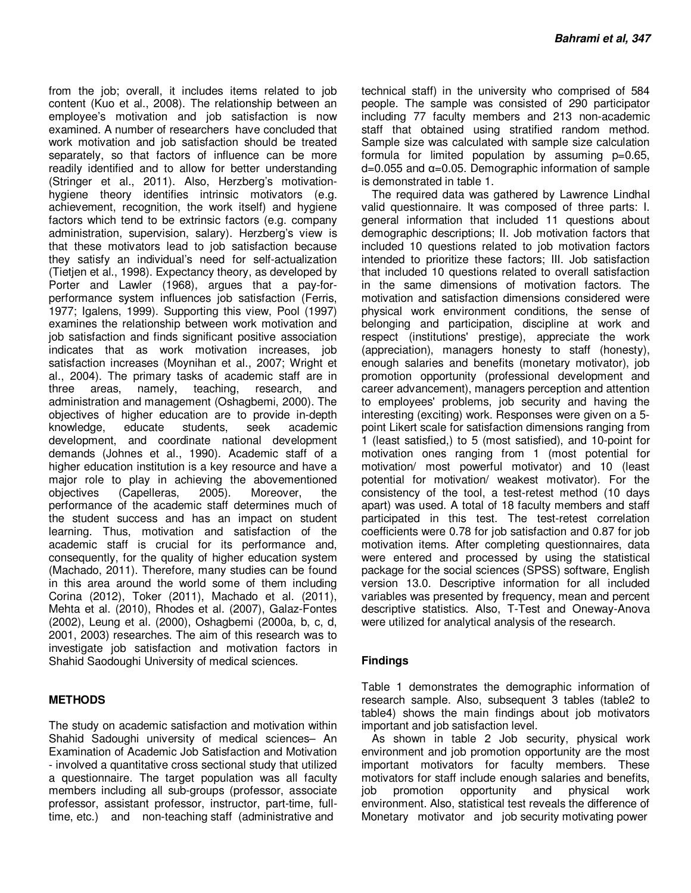from the job; overall, it includes items related to job content (Kuo et al., 2008). The relationship between an employee's motivation and job satisfaction is now examined. A number of researchers have concluded that work motivation and job satisfaction should be treated separately, so that factors of influence can be more readily identified and to allow for better understanding (Stringer et al., 2011). Also, Herzberg's motivation-hygiene theory identifies intrinsic motivators (e.g. achievement, recognition, the work itself) and hygiene factors which tend to be extrinsic factors (e.g. company administration, supervision, salary). Herzberg's view is that these motivators lead to job satisfaction because they satisfy an individual's need for self-actualization (Tietjen et al., 1998). Expectancy theory, as developed by Porter and Lawler (1968), argues that a pay-for-performance system influences job satisfaction (Ferris, 1977; Igalens, 1999). Supporting this view, Pool (1997) examines the relationship between work motivation and job satisfaction and finds significant positive association indicates that as work motivation increases, job satisfaction increases (Moynihan et al., 2007; Wright et al., 2004). The primary tasks of academic staff are in three areas, namely, teaching, research, and administration and management (Oshagbemi, 2000). The objectives of higher education are to provide in-depth knowledge, educate students, seek academic development, and coordinate national development demands (Johnes et al., 1990). Academic staff of a higher education institution is a key resource and have a major role to play in achieving the abovementioned objectives (Capelleras, 2005). Moreover, the performance of the academic staff determines much of the student success and has an impact on student learning. Thus, motivation and satisfaction of the academic staff is crucial for its performance and, consequently, for the quality of higher education system (Machado, 2011). Therefore, many studies can be found in this area around the world some of them including Corina (2012), Toker (2011), Machado et al. (2011), Mehta et al. (2010), Rhodes et al. (2007), Galaz-Fontes (2002), Leung et al. (2000), Oshagbemi (2000a, b, c, d, 2001, 2003) researches. The aim of this research was to investigate job satisfaction and motivation factors in Shahid Saodoughi University of medical sciences.

## METHODS

The study on academic satisfaction and motivation within Shahid Sadoughi university of medical sciences– An Examination of Academic Job Satisfaction and Motivation - involved a quantitative cross sectional study that utilized a questionnaire. The target population was all faculty members including all sub-groups (professor, associate professor, assistant professor, instructor, part-time, full-time, etc.) and non-teaching staff (administrative and technical staff) in the university who comprised of 584 people. The sample was consisted of 290 participator including 77 faculty members and 213 non-academic staff that obtained using stratified random method. Sample size was calculated with sample size calculation formula for limited population by assuming $p=0.65$, $d=0.055$ and $\alpha=0.05$. Demographic information of sample is demonstrated in table 1.

The required data was gathered by Lawrence Lindhal valid questionnaire. It was composed of three parts: I. general information that included 11 questions about demographic descriptions; II. Job motivation factors that included 10 questions related to job motivation factors intended to prioritize these factors; III. Job satisfaction that included 10 questions related to overall satisfaction in the same dimensions of motivation factors. The motivation and satisfaction dimensions considered were physical work environment conditions, the sense of belonging and participation, discipline at work and respect (institutions' prestige), appreciate the work (appreciation), managers honesty to staff (honesty), enough salaries and benefits (monetary motivator), job promotion opportunity (professional development and career advancement), managers perception and attention to employees' problems, job security and having the interesting (exciting) work. Responses were given on a 5-point Likert scale for satisfaction dimensions ranging from 1 (least satisfied,) to 5 (most satisfied), and 10-point for motivation ones ranging from 1 (most potential for motivation/ most powerful motivator) and 10 (least potential for motivation/ weakest motivator). For the consistency of the tool, a test-retest method (10 days apart) was used. A total of 18 faculty members and staff participated in this test. The test-retest correlation coefficients were 0.78 for job satisfaction and 0.87 for job motivation items. After completing questionnaires, data were entered and processed by using the statistical package for the social sciences (SPSS) software, English version 13.0. Descriptive information for all included variables was presented by frequency, mean and percent descriptive statistics. Also, T-Test and Oneway-Anova were utilized for analytical analysis of the research.

## Findings

Table 1 demonstrates the demographic information of research sample. Also, subsequent 3 tables (table2 to table4) shows the main findings about job motivators important and job satisfaction level.

As shown in table 2 Job security, physical work environment and job promotion opportunity are the most important motivators for faculty members. These motivators for staff include enough salaries and benefits, job promotion opportunity and physical work environment. Also, statistical test reveals the difference of Monetary motivator and job security motivating power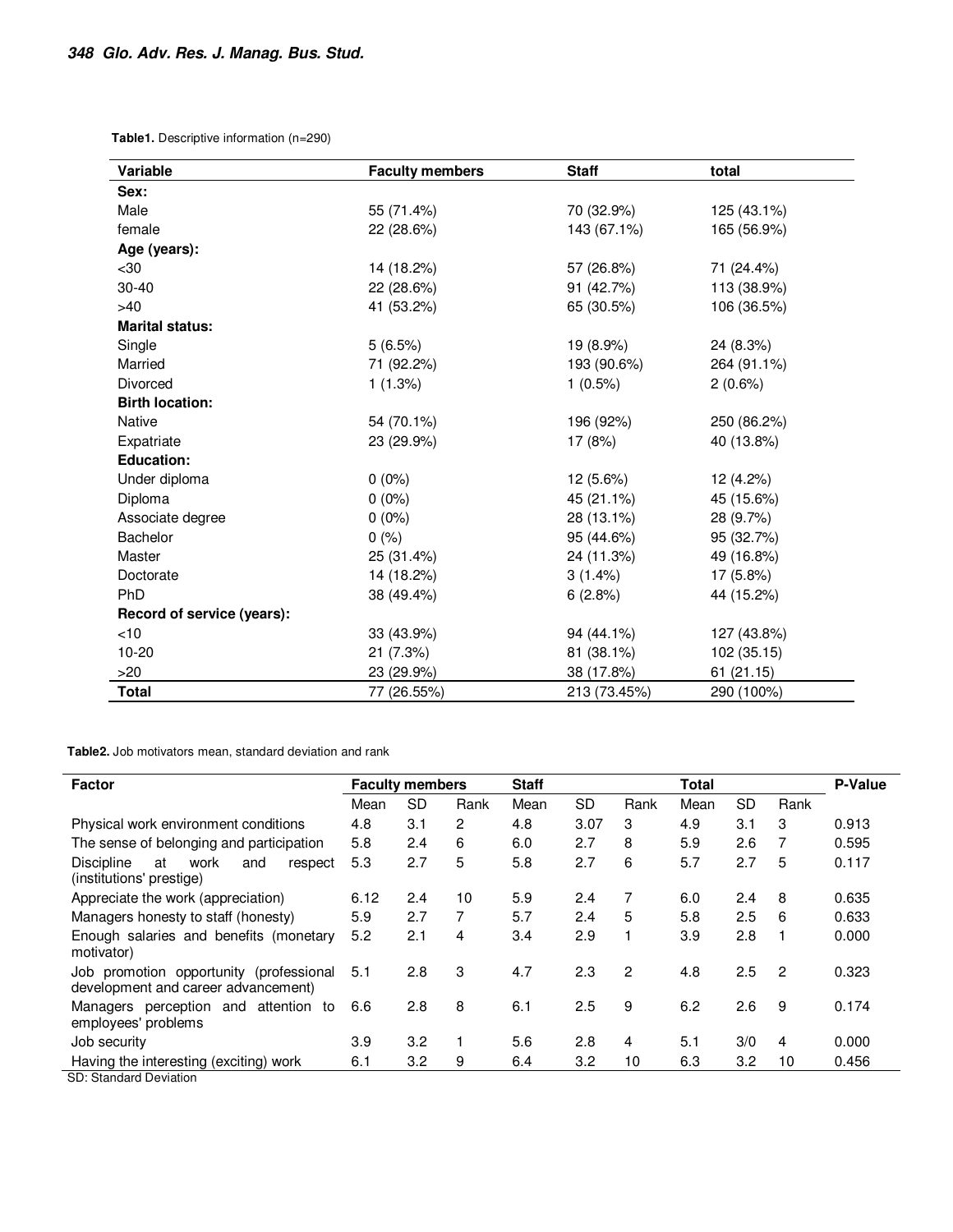**Table1.** Descriptive information (n=290)

| Variable | Faculty members | Staff | total |
|---|---|---|---|
| **Sex:** | | | |
| Male | 55 (71.4%) | 70 (32.9%) | 125 (43.1%) |
| female | 22 (28.6%) | 143 (67.1%) | 165 (56.9%) |
| **Age (years):** | | | |
| <30 | 14 (18.2%) | 57 (26.8%) | 71 (24.4%) |
| 30-40 | 22 (28.6%) | 91 (42.7%) | 113 (38.9%) |
| >40 | 41 (53.2%) | 65 (30.5%) | 106 (36.5%) |
| **Marital status:** | | | |
| Single | 5 (6.5%) | 19 (8.9%) | 24 (8.3%) |
| Married | 71 (92.2%) | 193 (90.6%) | 264 (91.1%) |
| Divorced | 1 (1.3%) | 1 (0.5%) | 2 (0.6%) |
| **Birth location:** | | | |
| Native | 54 (70.1%) | 196 (92%) | 250 (86.2%) |
| Expatriate | 23 (29.9%) | 17 (8%) | 40 (13.8%) |
| **Education:** | | | |
| Under diploma | 0 (0%) | 12 (5.6%) | 12 (4.2%) |
| Diploma | 0 (0%) | 45 (21.1%) | 45 (15.6%) |
| Associate degree | 0 (0%) | 28 (13.1%) | 28 (9.7%) |
| Bachelor | 0 (%) | 95 (44.6%) | 95 (32.7%) |
| Master | 25 (31.4%) | 24 (11.3%) | 49 (16.8%) |
| Doctorate | 14 (18.2%) | 3 (1.4%) | 17 (5.8%) |
| PhD | 38 (49.4%) | 6 (2.8%) | 44 (15.2%) |
| **Record of service (years):** | | | |
| <10 | 33 (43.9%) | 94 (44.1%) | 127 (43.8%) |
| 10-20 | 21 (7.3%) | 81 (38.1%) | 102 (35.15) |
| >20 | 23 (29.9%) | 38 (17.8%) | 61 (21.15) |
| **Total** | 77 (26.55%) | 213 (73.45%) | 290 (100%) |

**Table2.** Job motivators mean, standard deviation and rank

| Factor | Faculty members | | | Staff | | | Total | | | P-Value |
|---|---|---|---|---|---|---|---|---|---|---|
| | Mean | SD | Rank | Mean | SD | Rank | Mean | SD | Rank | |
| Physical work environment conditions | 4.8 | 3.1 | 2 | 4.8 | 3.07 | 3 | 4.9 | 3.1 | 3 | 0.913 |
| The sense of belonging and participation | 5.8 | 2.4 | 6 | 6.0 | 2.7 | 8 | 5.9 | 2.6 | 7 | 0.595 |
| Discipline at work and respect (institutions' prestige) | 5.3 | 2.7 | 5 | 5.8 | 2.7 | 6 | 5.7 | 2.7 | 5 | 0.117 |
| Appreciate the work (appreciation) | 6.12 | 2.4 | 10 | 5.9 | 2.4 | 7 | 6.0 | 2.4 | 8 | 0.635 |
| Managers honesty to staff (honesty) | 5.9 | 2.7 | 7 | 5.7 | 2.4 | 5 | 5.8 | 2.5 | 6 | 0.633 |
| Enough salaries and benefits (monetary motivator) | 5.2 | 2.1 | 4 | 3.4 | 2.9 | 1 | 3.9 | 2.8 | 1 | 0.000 |
| Job promotion opportunity (professional development and career advancement) | 5.1 | 2.8 | 3 | 4.7 | 2.3 | 2 | 4.8 | 2.5 | 2 | 0.323 |
| Managers perception and attention to employees' problems | 6.6 | 2.8 | 8 | 6.1 | 2.5 | 9 | 6.2 | 2.6 | 9 | 0.174 |
| Job security | 3.9 | 3.2 | 1 | 5.6 | 2.8 | 4 | 5.1 | 3/0 | 4 | 0.000 |
| Having the interesting (exciting) work | 6.1 | 3.2 | 9 | 6.4 | 3.2 | 10 | 6.3 | 3.2 | 10 | 0.456 |

SD: Standard Deviation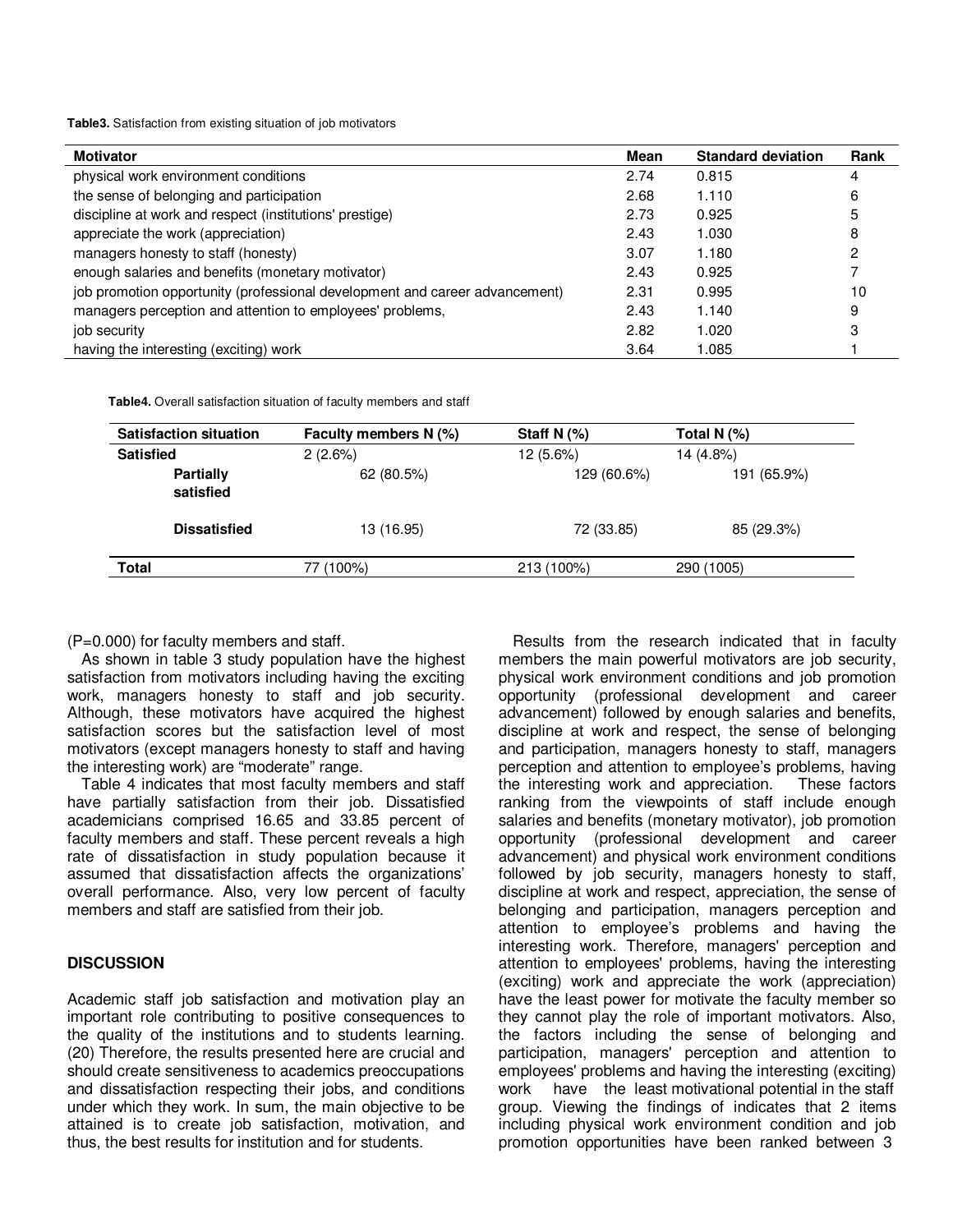**Table3.** Satisfaction from existing situation of job motivators

| Motivator | Mean | Standard deviation | Rank |
|---|---|---|---|
| physical work environment conditions | 2.74 | 0.815 | 4 |
| the sense of belonging and participation | 2.68 | 1.110 | 6 |
| discipline at work and respect (institutions' prestige) | 2.73 | 0.925 | 5 |
| appreciate the work (appreciation) | 2.43 | 1.030 | 8 |
| managers honesty to staff (honesty) | 3.07 | 1.180 | 2 |
| enough salaries and benefits (monetary motivator) | 2.43 | 0.925 | 7 |
| job promotion opportunity (professional development and career advancement) | 2.31 | 0.995 | 10 |
| managers perception and attention to employees' problems, | 2.43 | 1.140 | 9 |
| job security | 2.82 | 1.020 | 3 |
| having the interesting (exciting) work | 3.64 | 1.085 | 1 |

**Table4.** Overall satisfaction situation of faculty members and staff

| Satisfaction situation | Faculty members N (%) | Staff N (%) | Total N (%) |
|---|---|---|---|
| **Satisfied** | 2 (2.6%) | 12 (5.6%) | 14 (4.8%) |
| **Partially satisfied** | 62 (80.5%) | 129 (60.6%) | 191 (65.9%) |
| **Dissatisfied** | 13 (16.95) | 72 (33.85) | 85 (29.3%) |
| **Total** | 77 (100%) | 213 (100%) | 290 (1005) |

(P=0.000) for faculty members and staff.

As shown in table 3 study population have the highest satisfaction from motivators including having the exciting work, managers honesty to staff and job security. Although, these motivators have acquired the highest satisfaction scores but the satisfaction level of most motivators (except managers honesty to staff and having the interesting work) are "moderate" range.

Table 4 indicates that most faculty members and staff have partially satisfaction from their job. Dissatisfied academicians comprised 16.65 and 33.85 percent of faculty members and staff. These percent reveals a high rate of dissatisfaction in study population because it assumed that dissatisfaction affects the organizations' overall performance. Also, very low percent of faculty members and staff are satisfied from their job.

## DISCUSSION

Academic staff job satisfaction and motivation play an important role contributing to positive consequences to the quality of the institutions and to students learning. (20) Therefore, the results presented here are crucial and should create sensitiveness to academics preoccupations and dissatisfaction respecting their jobs, and conditions under which they work. In sum, the main objective to be attained is to create job satisfaction, motivation, and thus, the best results for institution and for students.

Results from the research indicated that in faculty members the main powerful motivators are job security, physical work environment conditions and job promotion opportunity (professional development and career advancement) followed by enough salaries and benefits, discipline at work and respect, the sense of belonging and participation, managers honesty to staff, managers perception and attention to employee's problems, having the interesting work and appreciation. These factors ranking from the viewpoints of staff include enough salaries and benefits (monetary motivator), job promotion opportunity (professional development and career advancement) and physical work environment conditions followed by job security, managers honesty to staff, discipline at work and respect, appreciation, the sense of belonging and participation, managers perception and attention to employee's problems and having the interesting work. Therefore, managers' perception and attention to employees' problems, having the interesting (exciting) work and appreciate the work (appreciation) have the least power for motivate the faculty member so they cannot play the role of important motivators. Also, the factors including the sense of belonging and participation, managers' perception and attention to employees' problems and having the interesting (exciting) work have the least motivational potential in the staff group. Viewing the findings of indicates that 2 items including physical work environment condition and job promotion opportunities have been ranked between 3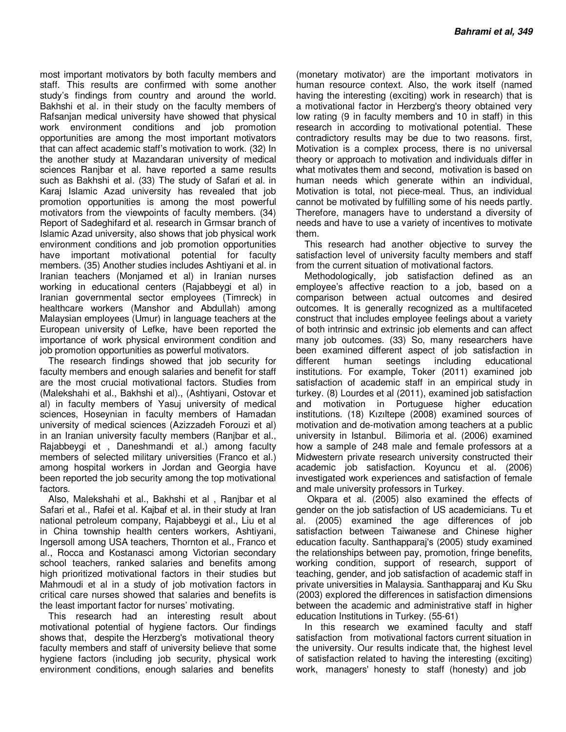most important motivators by both faculty members and staff. This results are confirmed with some another study's findings from country and around the world. Bakhshi et al. in their study on the faculty members of Rafsanjan medical university have showed that physical work environment conditions and job promotion opportunities are among the most important motivators that can affect academic staff's motivation to work. (32) In the another study at Mazandaran university of medical sciences Ranjbar et al. have reported a same results such as Bakhshi et al. (33) The study of Safari et al. in Karaj Islamic Azad university has revealed that job promotion opportunities is among the most powerful motivators from the viewpoints of faculty members. (34) Report of Sadeghifard et al. research in Grmsar branch of Islamic Azad university, also shows that job physical work environment conditions and job promotion opportunities have important motivational potential for faculty members. (35) Another studies includes Ashtiyani et al. in Iranian teachers (Monjamed et al) in Iranian nurses working in educational centers (Rajabbeygi et al) in Iranian governmental sector employees (Timreck) in healthcare workers (Manshor and Abdullah) among Malaysian employees (Umur) in language teachers at the European university of Lefke, have been reported the importance of work physical environment condition and job promotion opportunities as powerful motivators.

The research findings showed that job security for faculty members and enough salaries and benefit for staff are the most crucial motivational factors. Studies from (Malekshahi et al., Bakhshi et al)., (Ashtiyani, Ostovar et al) in faculty members of Yasuj university of medical sciences, Hoseynian in faculty members of Hamadan university of medical sciences (Azizzadeh Forouzi et al) in an Iranian university faculty members (Ranjbar et al., Rajabbeygi et , Daneshmandi et al.) among faculty members of selected military universities (Franco et al.) among hospital workers in Jordan and Georgia have been reported the job security among the top motivational factors.

Also, Malekshahi et al., Bakhshi et al , Ranjbar et al Safari et al., Rafei et al. Kajbaf et al. in their study at Iran national petroleum company, Rajabbeygi et al., Liu et al in China township health centers workers, Ashtiyani, Ingersoll among USA teachers, Thornton et al., Franco et al., Rocca and Kostanasci among Victorian secondary school teachers, ranked salaries and benefits among high prioritized motivational factors in their studies but Mahmoudi et al in a study of job motivation factors in critical care nurses showed that salaries and benefits is the least important factor for nurses' motivating.

This research had an interesting result about motivational potential of hygiene factors. Our findings shows that, despite the Herzberg's motivational theory faculty members and staff of university believe that some hygiene factors (including job security, physical work environment conditions, enough salaries and benefits (monetary motivator) are the important motivators in human resource context. Also, the work itself (named having the interesting (exciting) work in research) that is a motivational factor in Herzberg's theory obtained very low rating (9 in faculty members and 10 in staff) in this research in according to motivational potential. These contradictory results may be due to two reasons. first, Motivation is a complex process, there is no universal theory or approach to motivation and individuals differ in what motivates them and second, motivation is based on human needs which generate within an individual, Motivation is total, not piece-meal. Thus, an individual cannot be motivated by fulfilling some of his needs partly. Therefore, managers have to understand a diversity of needs and have to use a variety of incentives to motivate them.

This research had another objective to survey the satisfaction level of university faculty members and staff from the current situation of motivational factors.

Methodologically, job satisfaction defined as an employee's affective reaction to a job, based on a comparison between actual outcomes and desired outcomes. It is generally recognized as a multifaceted construct that includes employee feelings about a variety of both intrinsic and extrinsic job elements and can affect many job outcomes. (33) So, many researchers have been examined different aspect of job satisfaction in different human seetings including educational institutions. For example, Toker (2011) examined job satisfaction of academic staff in an empirical study in turkey. (8) Lourdes et al (2011), examined job satisfaction and motivation in Portuguese higher education institutions. (18) Kızıltepe (2008) examined sources of motivation and de-motivation among teachers at a public university in Istanbul. Bilimoria et al. (2006) examined how a sample of 248 male and female professors at a Midwestern private research university constructed their academic job satisfaction. Koyuncu et al. (2006) investigated work experiences and satisfaction of female and male university professors in Turkey.

Okpara et al. (2005) also examined the effects of gender on the job satisfaction of US academicians. Tu et al. (2005) examined the age differences of job satisfaction between Taiwanese and Chinese higher education faculty. Santhapparaj's (2005) study examined the relationships between pay, promotion, fringe benefits, working condition, support of research, support of teaching, gender, and job satisfaction of academic staff in private universities in Malaysia. Santhapparaj and Ku Sku (2003) explored the differences in satisfaction dimensions between the academic and administrative staff in higher education Institutions in Turkey. (55-61)

In this research we examined faculty and staff satisfaction from motivational factors current situation in the university. Our results indicate that, the highest level of satisfaction related to having the interesting (exciting) work, managers' honesty to staff (honesty) and job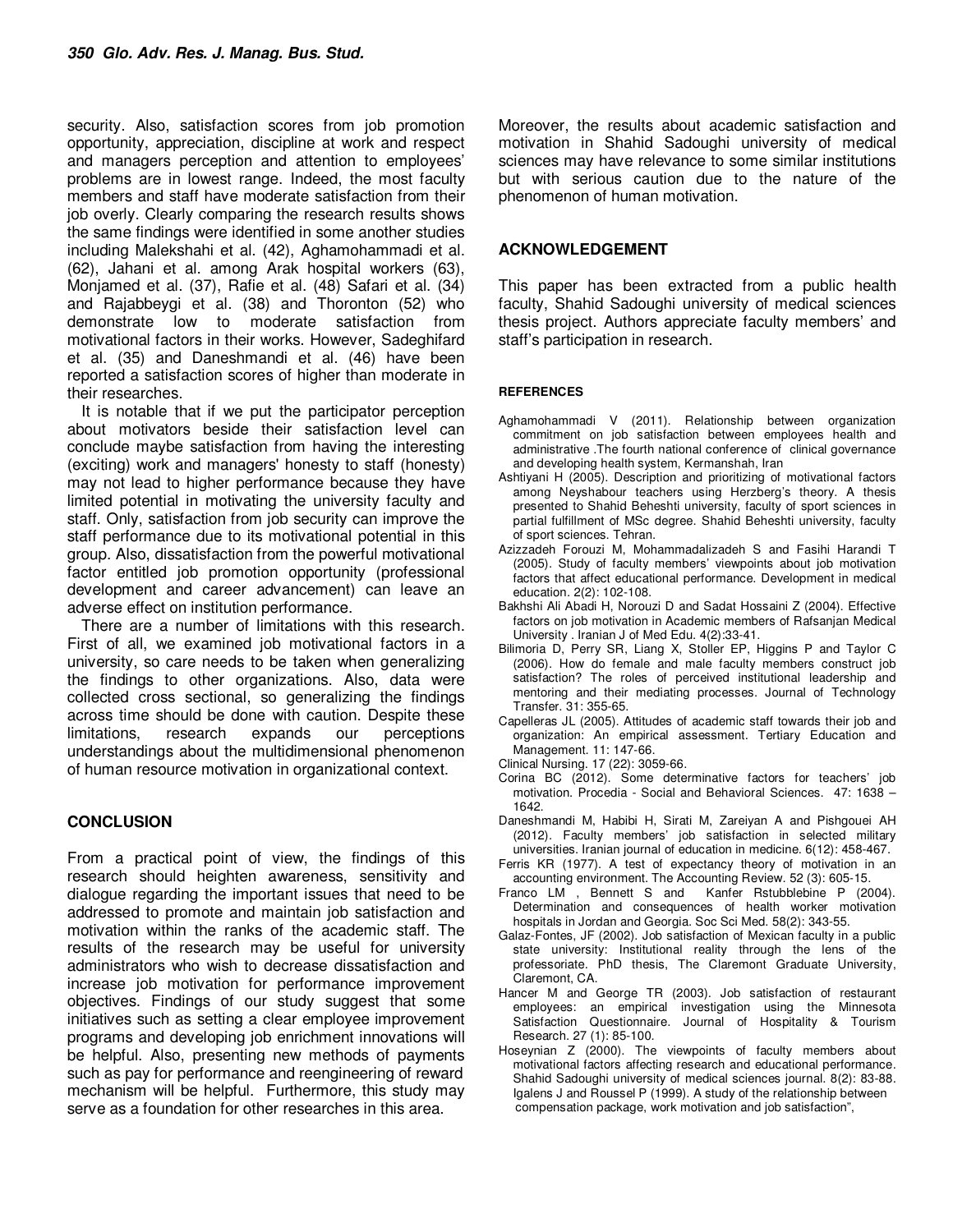security. Also, satisfaction scores from job promotion opportunity, appreciation, discipline at work and respect and managers perception and attention to employees' problems are in lowest range. Indeed, the most faculty members and staff have moderate satisfaction from their job overly. Clearly comparing the research results shows the same findings were identified in some another studies including Malekshahi et al. (42), Aghamohammadi et al. (62), Jahani et al. among Arak hospital workers (63), Monjamed et al. (37), Rafie et al. (48) Safari et al. (34) and Rajabbeygi et al. (38) and Thoronton (52) who demonstrate low to moderate satisfaction from motivational factors in their works. However, Sadeghifard et al. (35) and Daneshmandi et al. (46) have been reported a satisfaction scores of higher than moderate in their researches.

It is notable that if we put the participator perception about motivators beside their satisfaction level can conclude maybe satisfaction from having the interesting (exciting) work and managers' honesty to staff (honesty) may not lead to higher performance because they have limited potential in motivating the university faculty and staff. Only, satisfaction from job security can improve the staff performance due to its motivational potential in this group. Also, dissatisfaction from the powerful motivational factor entitled job promotion opportunity (professional development and career advancement) can leave an adverse effect on institution performance.

There are a number of limitations with this research. First of all, we examined job motivational factors in a university, so care needs to be taken when generalizing the findings to other organizations. Also, data were collected cross sectional, so generalizing the findings across time should be done with caution. Despite these limitations, research expands our perceptions understandings about the multidimensional phenomenon of human resource motivation in organizational context.

## CONCLUSION

From a practical point of view, the findings of this research should heighten awareness, sensitivity and dialogue regarding the important issues that need to be addressed to promote and maintain job satisfaction and motivation within the ranks of the academic staff. The results of the research may be useful for university administrators who wish to decrease dissatisfaction and increase job motivation for performance improvement objectives. Findings of our study suggest that some initiatives such as setting a clear employee improvement programs and developing job enrichment innovations will be helpful. Also, presenting new methods of payments such as pay for performance and reengineering of reward mechanism will be helpful. Furthermore, this study may serve as a foundation for other researches in this area.

Moreover, the results about academic satisfaction and motivation in Shahid Sadoughi university of medical sciences may have relevance to some similar institutions but with serious caution due to the nature of the phenomenon of human motivation.

## ACKNOWLEDGEMENT

This paper has been extracted from a public health faculty, Shahid Sadoughi university of medical sciences thesis project. Authors appreciate faculty members' and staff's participation in research.

## REFERENCES

Aghamohammadi V (2011). Relationship between organization commitment on job satisfaction between employees health and administrative .The fourth national conference of clinical governance and developing health system, Kermanshah, Iran

Ashtiyani H (2005). Description and prioritizing of motivational factors among Neyshabour teachers using Herzberg's theory. A thesis presented to Shahid Beheshti university, faculty of sport sciences in partial fulfillment of MSc degree. Shahid Beheshti university, faculty of sport sciences. Tehran.

Azizzadeh Forouzi M, Mohammadalizadeh S and Fasihi Harandi T (2005). Study of faculty members' viewpoints about job motivation factors that affect educational performance. Development in medical education. 2(2): 102-108.

Bakhshi Ali Abadi H, Norouzi D and Sadat Hossaini Z (2004). Effective factors on job motivation in Academic members of Rafsanjan Medical University . Iranian J of Med Edu. 4(2):33-41.

Bilimoria D, Perry SR, Liang X, Stoller EP, Higgins P and Taylor C (2006). How do female and male faculty members construct job satisfaction? The roles of perceived institutional leadership and mentoring and their mediating processes. Journal of Technology Transfer. 31: 355-65.

Capelleras JL (2005). Attitudes of academic staff towards their job and organization: An empirical assessment. Tertiary Education and Management. 11: 147-66.

Clinical Nursing. 17 (22): 3059-66.

Corina BC (2012). Some determinative factors for teachers' job motivation. Procedia - Social and Behavioral Sciences. 47: 1638 – 1642.

Daneshmandi M, Habibi H, Sirati M, Zareiyan A and Pishgouei AH (2012). Faculty members' job satisfaction in selected military universities. Iranian journal of education in medicine. 6(12): 458-467.

Ferris KR (1977). A test of expectancy theory of motivation in an accounting environment. The Accounting Review. 52 (3): 605-15.

Franco LM , Bennett S and Kanfer Rstubblebine P (2004). Determination and consequences of health worker motivation hospitals in Jordan and Georgia. Soc Sci Med. 58(2): 343-55.

Galaz-Fontes, JF (2002). Job satisfaction of Mexican faculty in a public state university: Institutional reality through the lens of the professoriate. PhD thesis, The Claremont Graduate University, Claremont, CA.

Hancer M and George TR (2003). Job satisfaction of restaurant employees: an empirical investigation using the Minnesota Satisfaction Questionnaire. Journal of Hospitality & Tourism Research. 27 (1): 85-100.

Hoseynian Z (2000). The viewpoints of faculty members about motivational factors affecting research and educational performance. Shahid Sadoughi university of medical sciences journal. 8(2): 83-88.

Igalens J and Roussel P (1999). A study of the relationship between compensation package, work motivation and job satisfaction",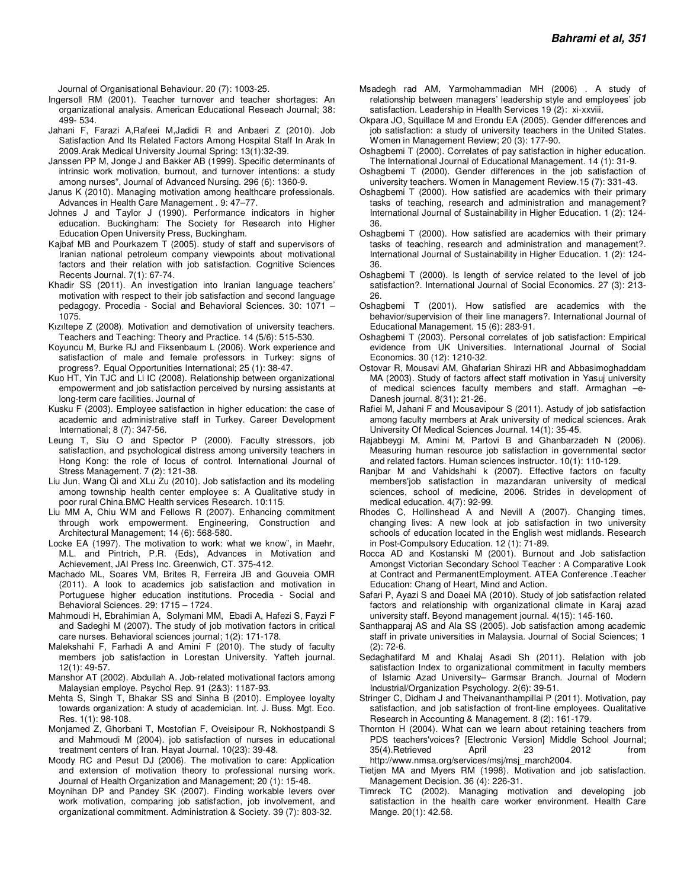Journal of Organisational Behaviour. 20 (7): 1003-25.

Ingersoll RM (2001). Teacher turnover and teacher shortages: An organizational analysis. American Educational Reseach Journal; 38: 499- 534.

Jahani F, Farazi A,Rafeei M,Jadidi R and Anbaeri Z (2010). Job Satisfaction And Its Related Factors Among Hospital Staff In Arak In 2009.Arak Medical University Journal Spring: 13(1):32-39.

Janssen PP M, Jonge J and Bakker AB (1999). Specific determinants of intrinsic work motivation, burnout, and turnover intentions: a study among nurses", Journal of Advanced Nursing. 296 (6): 1360-9.

Janus K (2010). Managing motivation among healthcare professionals. Advances in Health Care Management . 9: 47–77.

Johnes J and Taylor J (1990). Performance indicators in higher education. Buckingham: The Society for Research into Higher Education Open University Press, Buckingham.

Kajbaf MB and Pourkazem T (2005). study of staff and supervisors of Iranian national petroleum company viewpoints about motivational factors and their relation with job satisfaction. Cognitive Sciences Recents Journal. 7(1): 67-74.

Khadir SS (2011). An investigation into Iranian language teachers' motivation with respect to their job satisfaction and second language pedagogy. Procedia - Social and Behavioral Sciences. 30: 1071 – 1075.

Kızıltepe Z (2008). Motivation and demotivation of university teachers. Teachers and Teaching: Theory and Practice. 14 (5/6): 515-530.

Koyuncu M, Burke RJ and Fiksenbaum L (2006). Work experience and satisfaction of male and female professors in Turkey: signs of progress?. Equal Opportunities International; 25 (1): 38-47.

Kuo HT, Yin TJC and Li IC (2008). Relationship between organizational empowerment and job satisfaction perceived by nursing assistants at long-term care facilities. Journal of

Kusku F (2003). Employee satisfaction in higher education: the case of academic and administrative staff in Turkey. Career Development International; 8 (7): 347-56.

Leung T, Siu O and Spector P (2000). Faculty stressors, job satisfaction, and psychological distress among university teachers in Hong Kong: the role of locus of control. International Journal of Stress Management. 7 (2): 121-38.

Liu Jun, Wang Qi and XLu Zu (2010). Job satisfaction and its modeling among township health center employee s: A Qualitative study in poor rural China.BMC Health services Research. 10:115.

Liu MM A, Chiu WM and Fellows R (2007). Enhancing commitment through work empowerment. Engineering, Construction and Architectural Management; 14 (6): 568-580.

Locke EA (1997). The motivation to work: what we know", in Maehr, M.L. and Pintrich, P.R. (Eds), Advances in Motivation and Achievement, JAI Press Inc. Greenwich, CT. 375-412.

Machado ML, Soares VM, Brites R, Ferreira JB and Gouveia OMR (2011). A look to academics job satisfaction and motivation in Portuguese higher education institutions. Procedia - Social and Behavioral Sciences. 29: 1715 – 1724.

Mahmoudi H, Ebrahimian A, Solymani MM, Ebadi A, Hafezi S, Fayzi F and Sadeghi M (2007). The study of job motivation factors in critical care nurses. Behavioral sciences journal; 1(2): 171-178.

Malekshahi F, Farhadi A and Amini F (2010). The study of faculty members job satisfaction in Lorestan University. Yafteh journal. 12(1): 49-57.

Manshor AT (2002). Abdullah A. Job-related motivational factors among Malaysian employe. Psychol Rep. 91 (2&3): 1187-93.

Mehta S, Singh T, Bhakar SS and Sinha B (2010). Employee loyalty towards organization: A study of academician. Int. J. Buss. Mgt. Eco. Res. 1(1): 98-108.

Monjamed Z, Ghorbani T, Mostofian F, Oveisipour R, Nokhostpandi S and Mahmoudi M (2004). job satisfaction of nurses in educational treatment centers of Iran. Hayat Journal. 10(23): 39-48.

Moody RC and Pesut DJ (2006). The motivation to care: Application and extension of motivation theory to professional nursing work. Journal of Health Organization and Management; 20 (1): 15-48.

Moynihan DP and Pandey SK (2007). Finding workable levers over work motivation, comparing job satisfaction, job involvement, and organizational commitment. Administration & Society. 39 (7): 803-32.

Msadegh rad AM, Yarmohammadian MH (2006) . A study of relationship between managers' leadership style and employees' job satisfaction. Leadership in Health Services 19 (2): xi-xxviii.

Okpara JO, Squillace M and Erondu EA (2005). Gender differences and job satisfaction: a study of university teachers in the United States. Women in Management Review; 20 (3): 177-90.

Oshagbemi T (2000). Correlates of pay satisfaction in higher education. The International Journal of Educational Management. 14 (1): 31-9.

Oshagbemi T (2000). Gender differences in the job satisfaction of university teachers. Women in Management Review.15 (7): 331-43.

Oshagbemi T (2000). How satisfied are academics with their primary tasks of teaching, research and administration and management? International Journal of Sustainability in Higher Education. 1 (2): 124-36.

Oshagbemi T (2000). How satisfied are academics with their primary tasks of teaching, research and administration and management?. International Journal of Sustainability in Higher Education. 1 (2): 124-36.

Oshagbemi T (2000). Is length of service related to the level of job satisfaction?. International Journal of Social Economics. 27 (3): 213-26.

Oshagbemi T (2001). How satisfied are academics with the behavior/supervision of their line managers?. International Journal of Educational Management. 15 (6): 283-91.

Oshagbemi T (2003). Personal correlates of job satisfaction: Empirical evidence from UK Universities. International Journal of Social Economics. 30 (12): 1210-32.

Ostovar R, Mousavi AM, Ghafarian Shirazi HR and Abbasimoghaddam MA (2003). Study of factors affect staff motivation in Yasuj university of medical sciences faculty members and staff. Armaghan –e-Danesh journal. 8(31): 21-26.

Rafiei M, Jahani F and Mousavipour S (2011). Astudy of job satisfaction among faculty members at Arak university of medical sciences. Arak University Of Medical Sciences Journal. 14(1): 35-45.

Rajabbeygi M, Amini M, Partovi B and Ghanbarzadeh N (2006). Measuring human resource job satisfaction in governmental sector and related factors. Human sciences instructor. 10(1): 110-129.

Ranjbar M and Vahidshahi k (2007). Effective factors on faculty members'job satisfaction in mazandaran university of medical sciences, school of medicine, 2006. Strides in development of medical education. 4(7): 92-99.

Rhodes C, Hollinshead A and Nevill A (2007). Changing times, changing lives: A new look at job satisfaction in two university schools of education located in the English west midlands. Research in Post-Compulsory Education. 12 (1): 71-89.

Rocca AD and Kostanski M (2001). Burnout and Job satisfaction Amongst Victorian Secondary School Teacher : A Comparative Look at Contract and PermanentEmployment. ATEA Conference .Teacher Education: Chang of Heart, Mind and Action.

Safari P, Ayazi S and Doaei MA (2010). Study of job satisfaction related factors and relationship with organizational climate in Karaj azad university staff. Beyond management journal. 4(15): 145-160.

Santhapparaj AS and Ala SS (2005). Job satisfaction among academic staff in private universities in Malaysia. Journal of Social Sciences; 1 (2): 72-6.

Sedaghatifard M and Khalaj Asadi Sh (2011). Relation with job satisfaction Index to organizational commitment in faculty members of Islamic Azad University– Garmsar Branch. Journal of Modern Industrial/Organization Psychology. 2(6): 39-51.

Stringer C, Didham J and Theivananthampillai P (2011). Motivation, pay satisfaction, and job satisfaction of front-line employees. Qualitative Research in Accounting & Management. 8 (2): 161-179.

Thornton H (2004). What can we learn about retaining teachers from PDS teachers'voices? [Electronic Version] Middle School Journal; 35(4).Retrieved April 23 2012 from http://www.nmsa.org/services/msj/msj_march2004.

Tietjen MA and Myers RM (1998). Motivation and job satisfaction. Management Decision. 36 (4): 226-31.

Timreck TC (2002). Managing motivation and developing job satisfaction in the health care worker environment. Health Care Mange. 20(1): 42.58.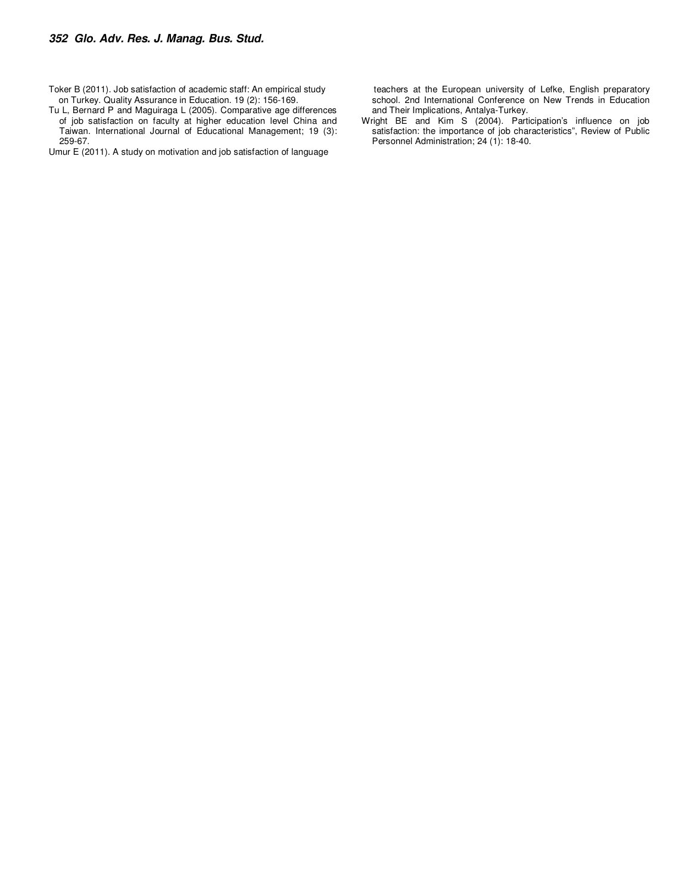Toker B (2011). Job satisfaction of academic staff: An empirical study on Turkey. Quality Assurance in Education. 19 (2): 156-169.

Tu L, Bernard P and Maguiraga L (2005). Comparative age differences of job satisfaction on faculty at higher education level China and Taiwan. International Journal of Educational Management; 19 (3): 259-67.

Umur E (2011). A study on motivation and job satisfaction of language teachers at the European university of Lefke, English preparatory school. 2nd International Conference on New Trends in Education and Their Implications, Antalya-Turkey.

Wright BE and Kim S (2004). Participation's influence on job satisfaction: the importance of job characteristics", Review of Public Personnel Administration; 24 (1): 18-40.